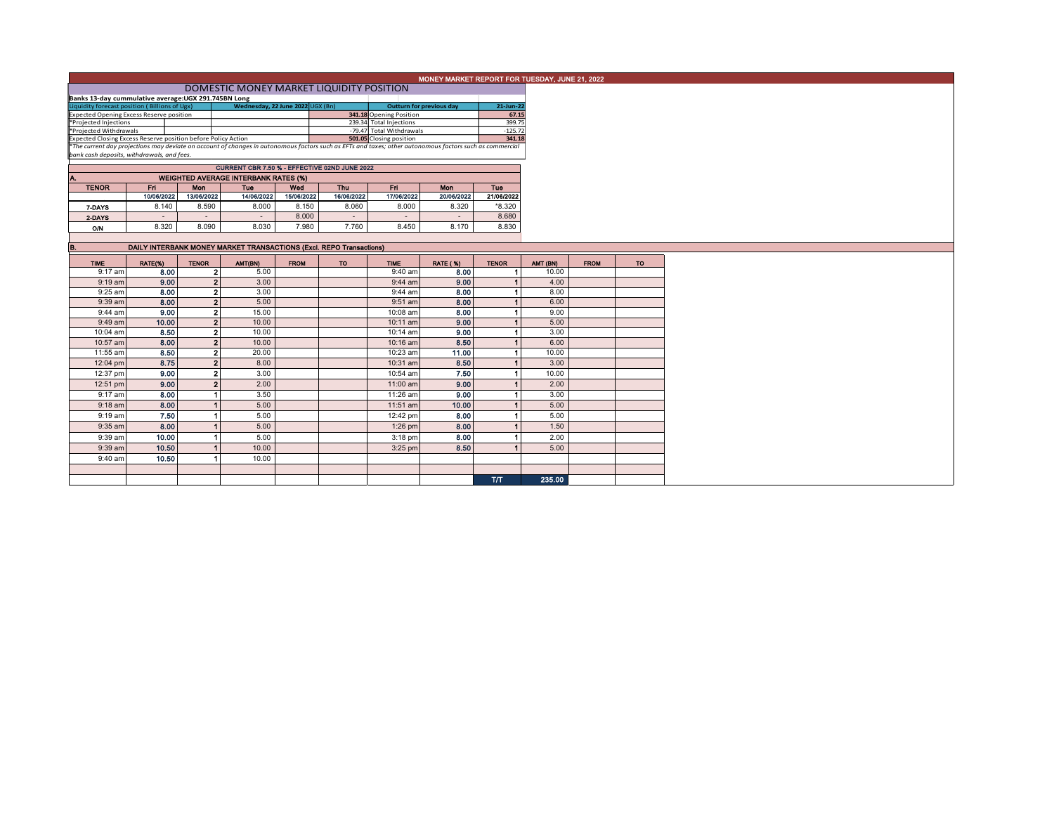# MONEY MARKET REPORT FOR TUESDAY, JUNE 21, 2022

## DOMESTIC MONEY MARKET LIQUIDITY POSITION

**Banks 13-day cummulative average:UGX 291.745BN Long**

| Liquidity forecast position ( Billions of Ugx) | | Wednesday, 22 June 2022 | UGX (Bn) | Outturn for previous day | 21-Jun-22 |
|---|---|---|---|---|---|
| Expected Opening Excess Reserve position | | | 341.18 | Opening Position | 67.15 |
| *Projected Injections | | | 239.34 | Total Injections | 399.75 |
| *Projected Withdrawals | | | -79.47 | Total Withdrawals | -125.72 |
| Expected Closing Excess Reserve position before Policy Action | | | 501.05 | Closing position | 341.18 |

*\*The current day projections may deviate on account of changes in autonomous factors such as EFTs and taxes; other autonomous factors such as commercial bank cash deposits, withdrawals, and fees.*

**CURRENT CBR 7.50 % - EFFECTIVE 02ND JUNE 2022**

### A. WEIGHTED AVERAGE INTERBANK RATES (%)

| TENOR | Fri | Mon | Tue | Wed | Thu | Fri | Mon | Tue |
|---|---|---|---|---|---|---|---|---|
| | 10/06/2022 | 13/06/2022 | 14/06/2022 | 15/06/2022 | 16/06/2022 | 17/06/2022 | 20/06/2022 | 21/06/2022 |
| 7-DAYS | 8.140 | 8.590 | 8.000 | 8.150 | 8.060 | 8.000 | 8.320 | *8.320 |
| 2-DAYS | - | - | - | 8.000 | - | - | - | 8.680 |
| O/N | 8.320 | 8.090 | 8.030 | 7.980 | 7.760 | 8.450 | 8.170 | 8.830 |

### B. DAILY INTERBANK MONEY MARKET TRANSACTIONS (Excl. REPO Transactions)

| TIME | RATE(%) | TENOR | AMT(BN) | FROM | TO | TIME | RATE ( %) | TENOR | AMT (BN) | FROM | TO |
|---|---|---|---|---|---|---|---|---|---|---|---|
| 9:17 am | 8.00 | 2 | 5.00 | | | 9:40 am | 8.00 | 1 | 10.00 | | |
| 9:19 am | 9.00 | 2 | 3.00 | | | 9:44 am | 9.00 | 1 | 4.00 | | |
| 9:25 am | 8.00 | 2 | 3.00 | | | 9:44 am | 8.00 | 1 | 8.00 | | |
| 9:39 am | 8.00 | 2 | 5.00 | | | 9:51 am | 8.00 | 1 | 6.00 | | |
| 9:44 am | 9.00 | 2 | 15.00 | | | 10:08 am | 8.00 | 1 | 9.00 | | |
| 9:49 am | 10.00 | 2 | 10.00 | | | 10:11 am | 9.00 | 1 | 5.00 | | |
| 10:04 am | 8.50 | 2 | 10.00 | | | 10:14 am | 9.00 | 1 | 3.00 | | |
| 10:57 am | 8.00 | 2 | 10.00 | | | 10:16 am | 8.50 | 1 | 6.00 | | |
| 11:55 am | 8.50 | 2 | 20.00 | | | 10:23 am | 11.00 | 1 | 10.00 | | |
| 12:04 pm | 8.75 | 2 | 8.00 | | | 10:31 am | 8.50 | 1 | 3.00 | | |
| 12:37 pm | 9.00 | 2 | 3.00 | | | 10:54 am | 7.50 | 1 | 10.00 | | |
| 12:51 pm | 9.00 | 2 | 2.00 | | | 11:00 am | 9.00 | 1 | 2.00 | | |
| 9:17 am | 8.00 | 1 | 3.50 | | | 11:26 am | 9.00 | 1 | 3.00 | | |
| 9:18 am | 8.00 | 1 | 5.00 | | | 11:51 am | 10.00 | 1 | 5.00 | | |
| 9:19 am | 7.50 | 1 | 5.00 | | | 12:42 pm | 8.00 | 1 | 5.00 | | |
| 9:35 am | 8.00 | 1 | 5.00 | | | 1:26 pm | 8.00 | 1 | 1.50 | | |
| 9:39 am | 10.00 | 1 | 5.00 | | | 3:18 pm | 8.00 | 1 | 2.00 | | |
| 9:39 am | 10.50 | 1 | 10.00 | | | 3:25 pm | 8.50 | 1 | 5.00 | | |
| 9:40 am | 10.50 | 1 | 10.00 | | | | | | | | |
| | | | | | | | | T/T | 235.00 | | |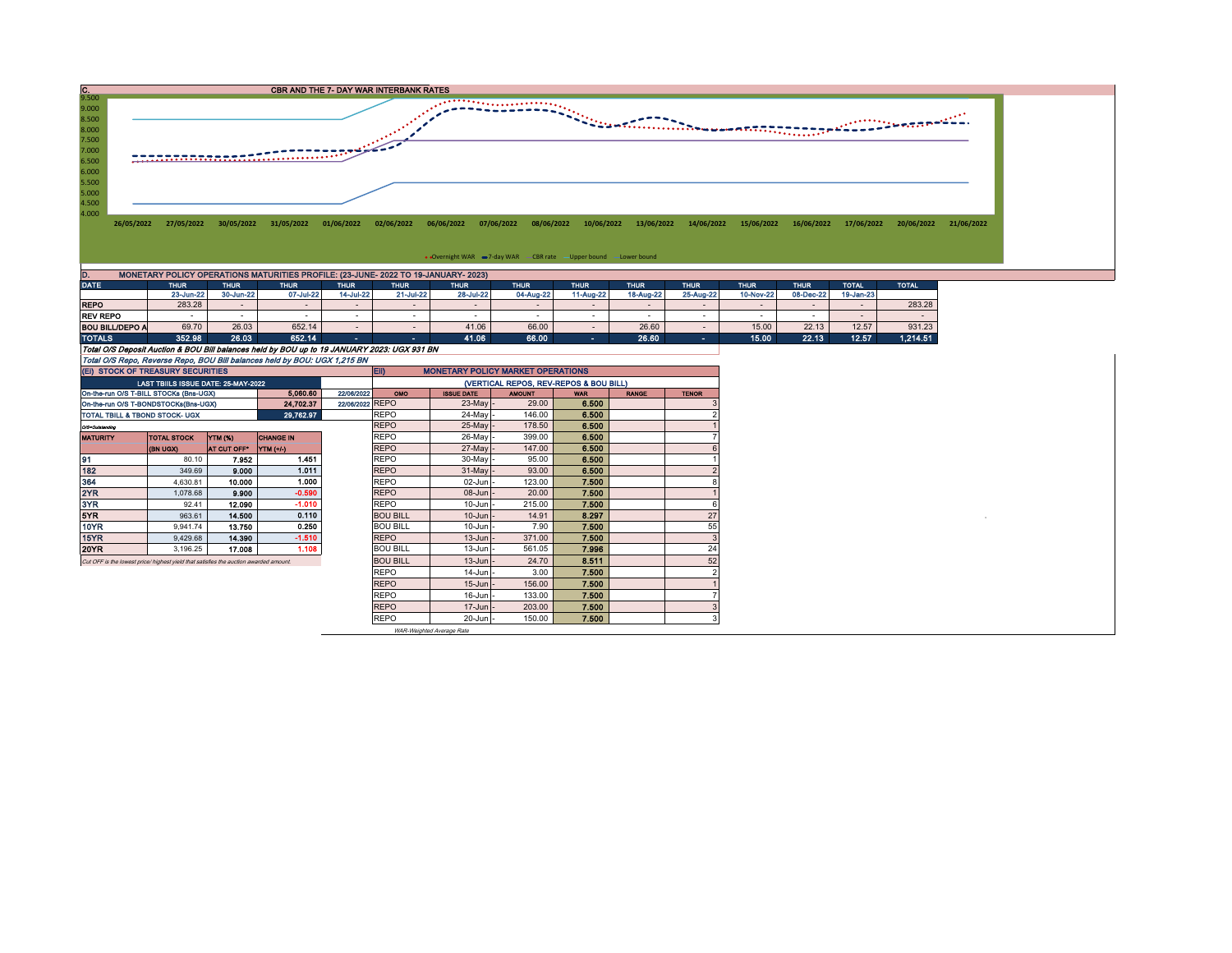## C. CBR AND THE 7- DAY WAR INTERBANK RATES

9.500
9.000
8.500
8.000
7.500
7.000
6.500
6.000
5.500
5.000
4.500
4.000

26/05/2022 27/05/2022 30/05/2022 31/05/2022 01/06/2022 02/06/2022 06/06/2022 07/06/2022 08/06/2022 10/06/2022 13/06/2022 14/06/2022 15/06/2022 16/06/2022 17/06/2022 20/06/2022 21/06/2022

Overnight WAR 7-day WAR CBR rate Upper bound Lower bound

## D. MONETARY POLICY OPERATIONS MATURITIES PROFILE: (23-JUNE- 2022 TO 19-JANUARY- 2023)

| DATE | THUR 23-Jun-22 | THUR 30-Jun-22 | THUR 07-Jul-22 | THUR 14-Jul-22 | THUR 21-Jul-22 | THUR 28-Jul-22 | THUR 04-Aug-22 | THUR 11-Aug-22 | THUR 18-Aug-22 | THUR 25-Aug-22 | THUR 10-Nov-22 | THUR 08-Dec-22 | TOTAL 19-Jan-23 | TOTAL |
|---|---|---|---|---|---|---|---|---|---|---|---|---|---|---|
| REPO | 283.28 | - | - | - | - | - | - | - | - | - | - | - | - | 283.28 |
| REV REPO | - | - | - | - | - | - | - | - | - | - | - | - | - | - |
| BOU BILL/DEPO A | 69.70 | 26.03 | 652.14 | - | - | 41.06 | 66.00 | - | 26.60 | - | 15.00 | 22.13 | 12.57 | 931.23 |
| TOTALS | 352.98 | 26.03 | 652.14 | - | - | 41.06 | 66.00 | - | 26.60 | - | 15.00 | 22.13 | 12.57 | 1,214.51 |

*Total O/S Deposit Auction & BOU Bill balances held by BOU up to 19 JANUARY 2023: UGX 931 BN*
*Total O/S Repo, Reverse Repo, BOU Bill balances held by BOU: UGX 1,215 BN*

## (EI) STOCK OF TREASURY SECURITIES

| LAST TBIILS ISSUE DATE: 25-MAY-2022 | | |
|---|---|---|
| On-the-run O/S T-BILL STOCKs (Bns-UGX) | 5,060.60 | 22/06/2022 |
| On-the-run O/S T-BONDSTOCKs(Bns-UGX) | 24,702.37 | 22/06/2022 |
| TOTAL TBILL & TBOND STOCK- UGX | 29,762.97 | |

O/S=Outstanding

| MATURITY | TOTAL STOCK (BN UGX) | YTM (%) AT CUT OFF* | CHANGE IN YTM (+/-) |
|---|---|---|---|
| 91 | 80.10 | 7.952 | 1.451 |
| 182 | 349.69 | 9.000 | 1.011 |
| 364 | 4,630.81 | 10.000 | 1.000 |
| 2YR | 1,078.68 | 9.900 | -0.590 |
| 3YR | 92.41 | 12.090 | -1.010 |
| 5YR | 963.61 | 14.500 | 0.110 |
| 10YR | 9,941.74 | 13.750 | 0.250 |
| 15YR | 9,429.68 | 14.390 | -1.510 |
| 20YR | 3,196.25 | 17.008 | 1.108 |

*Cut OFF is the lowest price/ highest yield that satisfies the auction awarded amount.*

## EII) MONETARY POLICY MARKET OPERATIONS

(VERTICAL REPOS, REV-REPOS & BOU BILL)

| OMO | ISSUE DATE | AMOUNT | WAR | RANGE | TENOR |
|---|---|---|---|---|---|
| REPO | 23-May | 29.00 | 6.500 | | 3 |
| REPO | 24-May | 146.00 | 6.500 | | 2 |
| REPO | 25-May | 178.50 | 6.500 | | 1 |
| REPO | 26-May | 399.00 | 6.500 | | 7 |
| REPO | 27-May | 147.00 | 6.500 | | 6 |
| REPO | 30-May | 95.00 | 6.500 | | 1 |
| REPO | 31-May | 93.00 | 6.500 | | 2 |
| REPO | 02-Jun | 123.00 | 7.500 | | 8 |
| REPO | 08-Jun | 20.00 | 7.500 | | 1 |
| REPO | 10-Jun | 215.00 | 7.500 | | 6 |
| BOU BILL | 10-Jun | 14.91 | 8.297 | | 27 |
| BOU BILL | 10-Jun | 7.90 | 7.500 | | 55 |
| REPO | 13-Jun | 371.00 | 7.500 | | 3 |
| BOU BILL | 13-Jun | 561.05 | 7.996 | | 24 |
| BOU BILL | 13-Jun | 24.70 | 8.511 | | 52 |
| REPO | 14-Jun | 3.00 | 7.500 | | 2 |
| REPO | 15-Jun | 156.00 | 7.500 | | 1 |
| REPO | 16-Jun | 133.00 | 7.500 | | 7 |
| REPO | 17-Jun | 203.00 | 7.500 | | 3 |
| REPO | 20-Jun | 150.00 | 7.500 | | 3 |

*WAR-Weighted Average Rate*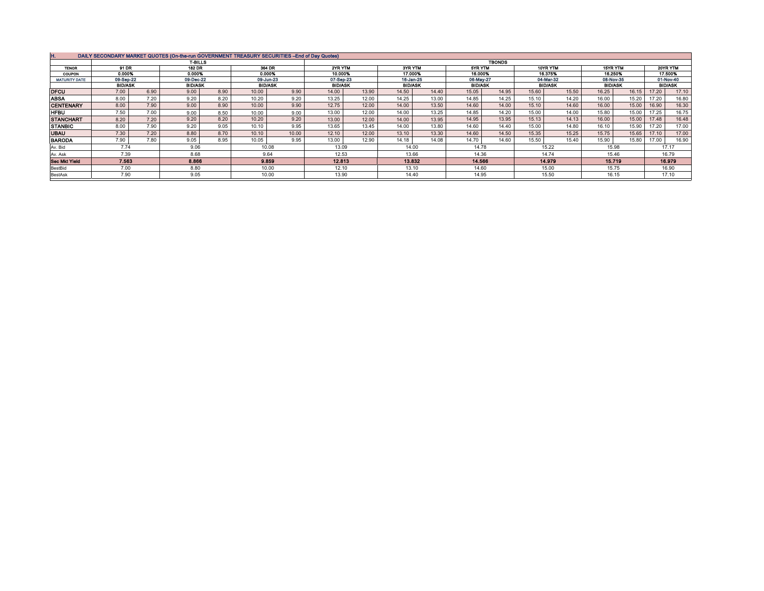## H. DAILY SECONDARY MARKET QUOTES (On-the-run GOVERNMENT TREASURY SECURITIES –End of Day Quotes)

| | T-BILLS | | | | | | TBONDS | | | | | | | | | | | |
|---|---|---|---|---|---|---|---|---|---|---|---|---|---|---|---|---|---|---|
| TENOR | 91 DR | | 182 DR | | 364 DR | | 2YR YTM | | 3YR YTM | | 5YR YTM | | 10YR YTM | | 15YR YTM | | 20YR YTM | |
| COUPON | 0.000% | | 0.000% | | 0.000% | | 10.000% | | 17.000% | | 16.000% | | 16.375% | | 16.250% | | 17.500% | |
| MATURITY DATE | 09-Sep-22 | | 09-Dec-22 | | 09-Jun-23 | | 07-Sep-23 | | 16-Jan-25 | | 08-May-27 | | 04-Mar-32 | | 08-Nov-35 | | 01-Nov-40 | |
| | BID/ASK | | BID/ASK | | BID/ASK | | BID/ASK | | BID/ASK | | BID/ASK | | BID/ASK | | BID/ASK | | BID/ASK | |
| DFCU | 7.00 | 6.90 | 9.00 | 8.90 | 10.00 | 9.90 | 14.00 | 13.90 | 14.50 | 14.40 | 15.05 | 14.95 | 15.60 | 15.50 | 16.25 | 16.15 | 17.20 | 17.10 |
| ABSA | 8.00 | 7.20 | 9.20 | 8.20 | 10.20 | 9.20 | 13.25 | 12.00 | 14.25 | 13.00 | 14.85 | 14.25 | 15.10 | 14.20 | 16.00 | 15.20 | 17.20 | 16.80 |
| CENTENARY | 8.00 | 7.90 | 9.00 | 8.90 | 10.00 | 9.90 | 12.75 | 12.00 | 14.00 | 13.50 | 14.60 | 14.00 | 15.10 | 14.60 | 16.00 | 15.00 | 16.90 | 16.30 |
| HFBU | 7.50 | 7.00 | 9.00 | 8.50 | 10.00 | 9.00 | 13.00 | 12.00 | 14.00 | 13.25 | 14.85 | 14.20 | 15.00 | 14.00 | 15.80 | 15.00 | 17.25 | 16.75 |
| STANCHART | 8.20 | 7.20 | 9.20 | 8.20 | 10.20 | 9.20 | 13.00 | 12.00 | 14.00 | 13.95 | 14.95 | 13.95 | 15.13 | 14.13 | 16.00 | 15.00 | 17.48 | 16.48 |
| STANBIC | 8.00 | 7.90 | 9.20 | 9.05 | 10.10 | 9.95 | 13.65 | 13.45 | 14.00 | 13.80 | 14.60 | 14.40 | 15.00 | 14.80 | 16.10 | 15.90 | 17.20 | 17.00 |
| UBAU | 7.30 | 7.20 | 8.80 | 8.70 | 10.10 | 10.00 | 12.10 | 12.00 | 13.10 | 13.30 | 14.60 | 14.50 | 15.35 | 15.25 | 15.75 | 15.65 | 17.10 | 17.00 |
| BARODA | 7.90 | 7.80 | 9.05 | 8.95 | 10.05 | 9.95 | 13.00 | 12.90 | 14.18 | 14.08 | 14.70 | 14.60 | 15.50 | 15.40 | 15.90 | 15.80 | 17.00 | 16.90 |
| Av. Bid | 7.74 | | 9.06 | | 10.08 | | 13.09 | | 14.00 | | 14.78 | | 15.22 | | 15.98 | | 17.17 | |
| Av. Ask | 7.39 | | 8.68 | | 9.64 | | 12.53 | | 13.66 | | 14.36 | | 14.74 | | 15.46 | | 16.79 | |
| **Sec Mkt Yield** | **7.563** | | **8.866** | | **9.859** | | **12.813** | | **13.832** | | **14.566** | | **14.979** | | **15.719** | | **16.979** | |
| BestBid | 7.00 | | 8.80 | | 10.00 | | 12.10 | | 13.10 | | 14.60 | | 15.00 | | 15.75 | | 16.90 | |
| BestAsk | 7.90 | | 9.05 | | 10.00 | | 13.90 | | 14.40 | | 14.95 | | 15.50 | | 16.15 | | 17.10 | |